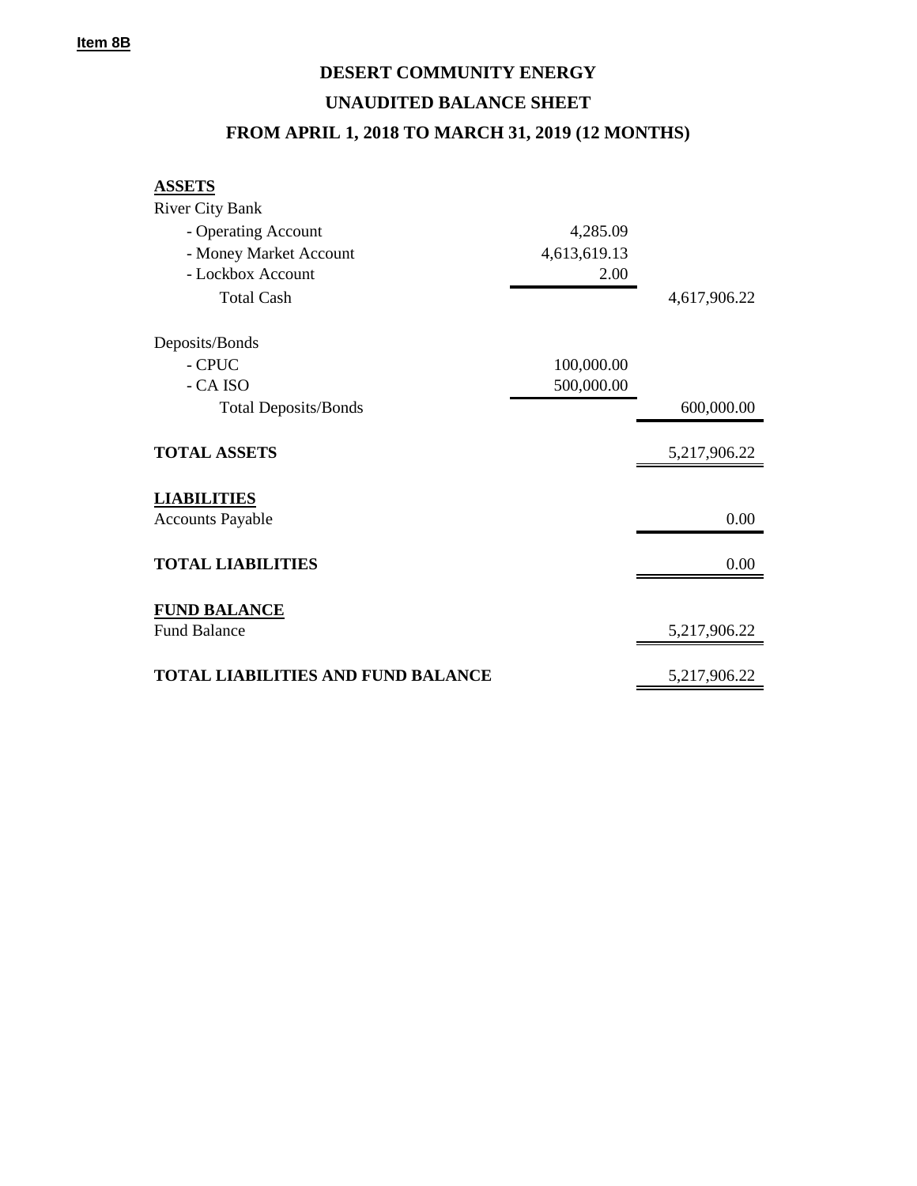**Item 8B**

# DESERT COMMUNITY ENERGY

## UNAUDITED BALANCE SHEET

## FROM APRIL 1, 2018 TO MARCH 31, 2019 (12 MONTHS)

| | | |
|---|---|---|
| **ASSETS** | | |
| River City Bank | | |
| - Operating Account | 4,285.09 | |
| - Money Market Account | 4,613,619.13 | |
| - Lockbox Account | 2.00 | |
| Total Cash | | 4,617,906.22 |
| | | |
| Deposits/Bonds | | |
| - CPUC | 100,000.00 | |
| - CA ISO | 500,000.00 | |
| Total Deposits/Bonds | | 600,000.00 |
| | | |
| **TOTAL ASSETS** | | 5,217,906.22 |
| | | |
| **LIABILITIES** | | |
| Accounts Payable | | 0.00 |
| | | |
| **TOTAL LIABILITIES** | | 0.00 |
| | | |
| **FUND BALANCE** | | |
| Fund Balance | | 5,217,906.22 |
| | | |
| **TOTAL LIABILITIES AND FUND BALANCE** | | 5,217,906.22 |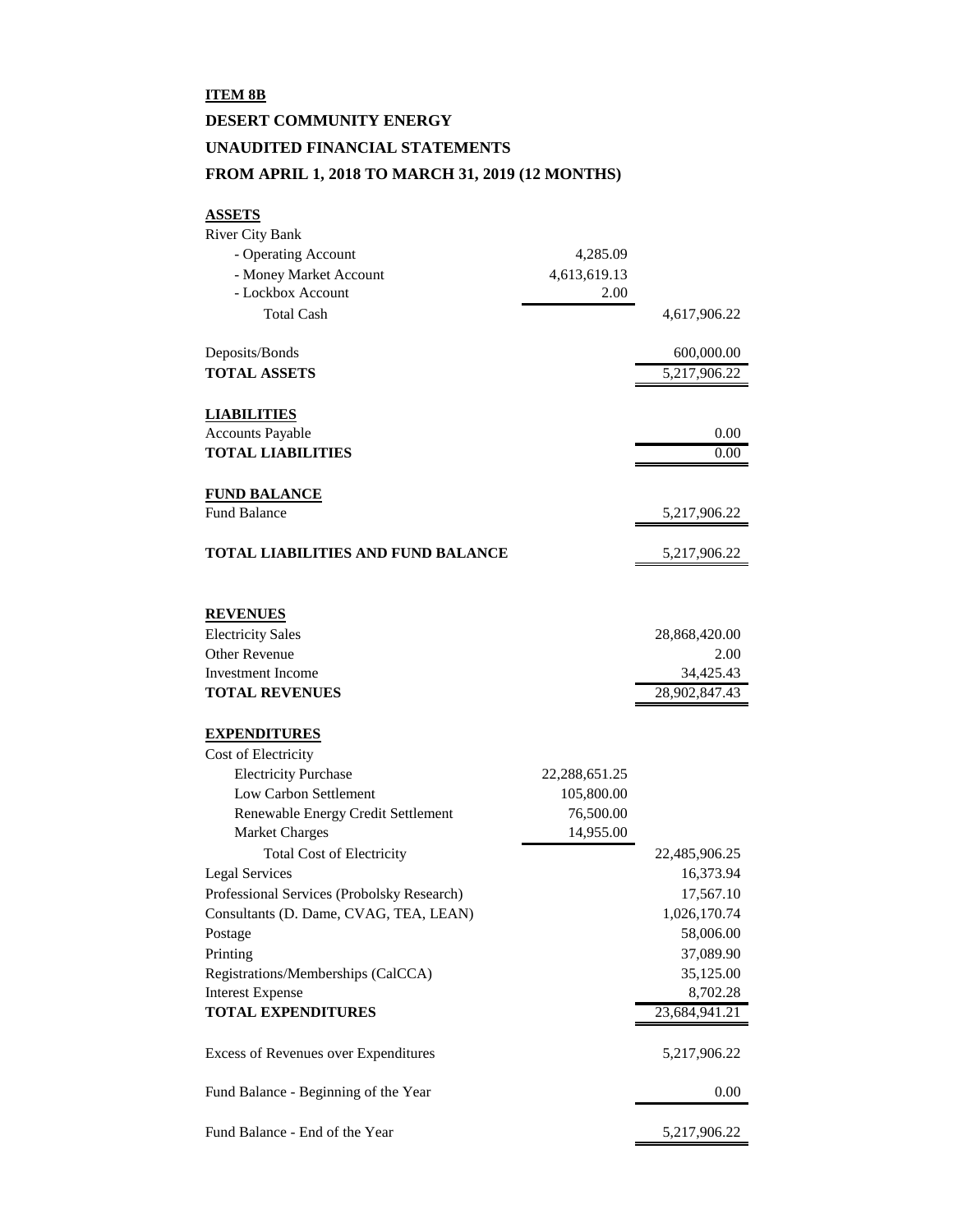**ITEM 8B**

**DESERT COMMUNITY ENERGY**

**UNAUDITED FINANCIAL STATEMENTS**

**FROM APRIL 1, 2018 TO MARCH 31, 2019 (12 MONTHS)**

| | | |
|---|---|---|
| **ASSETS** | | |
| River City Bank | | |
| - Operating Account | 4,285.09 | |
| - Money Market Account | 4,613,619.13 | |
| - Lockbox Account | 2.00 | |
| Total Cash | | 4,617,906.22 |
| | | |
| Deposits/Bonds | | 600,000.00 |
| **TOTAL ASSETS** | | 5,217,906.22 |
| | | |
| **LIABILITIES** | | |
| Accounts Payable | | 0.00 |
| **TOTAL LIABILITIES** | | 0.00 |
| | | |
| **FUND BALANCE** | | |
| Fund Balance | | 5,217,906.22 |
| | | |
| **TOTAL LIABILITIES AND FUND BALANCE** | | 5,217,906.22 |
| | | |
| **REVENUES** | | |
| Electricity Sales | | 28,868,420.00 |
| Other Revenue | | 2.00 |
| Investment Income | | 34,425.43 |
| **TOTAL REVENUES** | | 28,902,847.43 |
| | | |
| **EXPENDITURES** | | |
| Cost of Electricity | | |
| Electricity Purchase | 22,288,651.25 | |
| Low Carbon Settlement | 105,800.00 | |
| Renewable Energy Credit Settlement | 76,500.00 | |
| Market Charges | 14,955.00 | |
| Total Cost of Electricity | | 22,485,906.25 |
| Legal Services | | 16,373.94 |
| Professional Services (Probolsky Research) | | 17,567.10 |
| Consultants (D. Dame, CVAG, TEA, LEAN) | | 1,026,170.74 |
| Postage | | 58,006.00 |
| Printing | | 37,089.90 |
| Registrations/Memberships (CalCCA) | | 35,125.00 |
| Interest Expense | | 8,702.28 |
| **TOTAL EXPENDITURES** | | 23,684,941.21 |
| | | |
| Excess of Revenues over Expenditures | | 5,217,906.22 |
| | | |
| Fund Balance - Beginning of the Year | | 0.00 |
| | | |
| Fund Balance - End of the Year | | 5,217,906.22 |